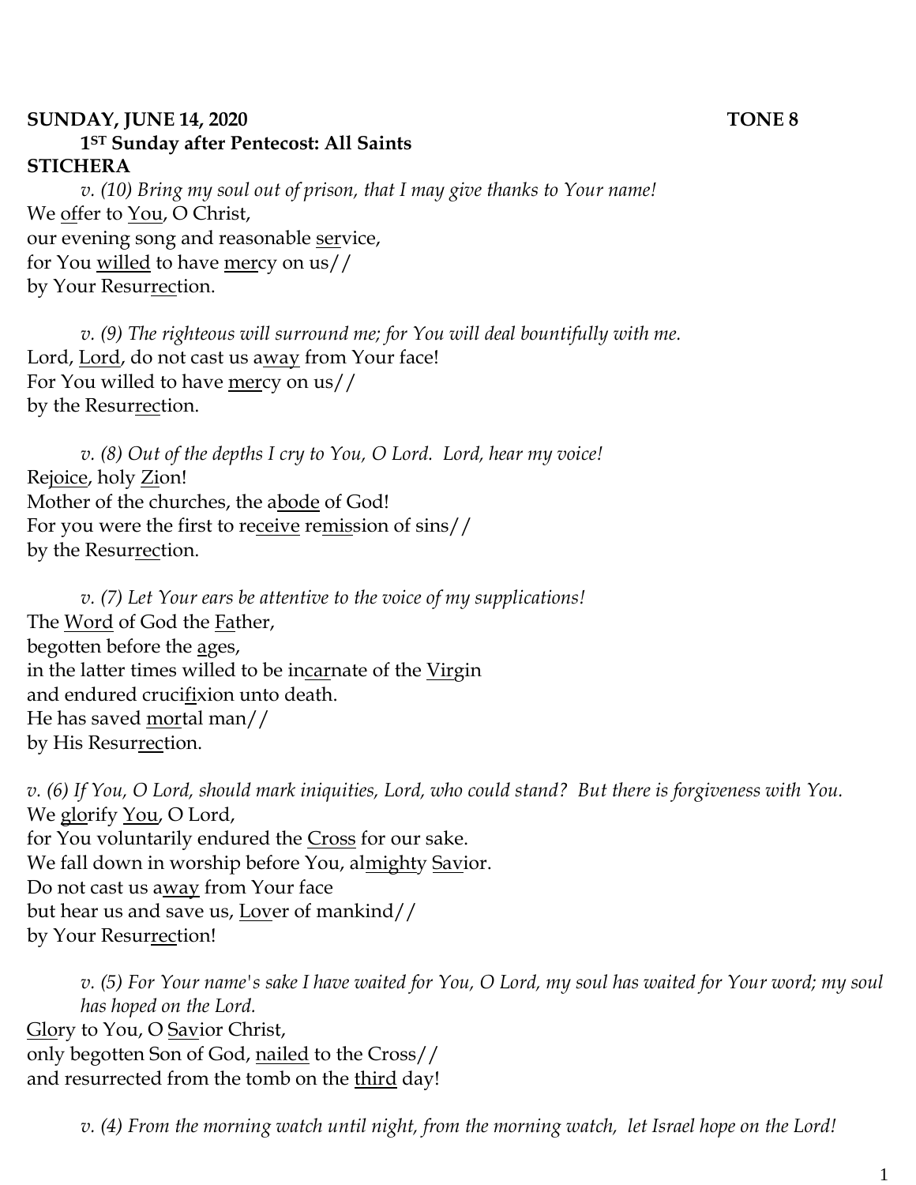**SUNDAY, JUNE 14, 2020 TONE 8**

**1ST Sunday after Pentecost: All Saints**

**STICHERA**

*v. (10) Bring my soul out of prison, that I may give thanks to Your name!*

We <u>of</u>fer to <u>You</u>, O Christ,
our evening song and reasonable <u>ser</u>vice,
for You <u>willed</u> to have <u>mer</u>cy on us//
by Your Resur<u>rec</u>tion.

*v. (9) The righteous will surround me; for You will deal bountifully with me.*

Lord, <u>Lord</u>, do not cast us a<u>way</u> from Your face!
For You willed to have <u>mer</u>cy on us//
by the Resur<u>rec</u>tion.

*v. (8) Out of the depths I cry to You, O Lord. Lord, hear my voice!*

Re<u>joice</u>, holy <u>Zi</u>on!
Mother of the churches, the a<u>bode</u> of God!
For you were the first to re<u>ceive</u> re<u>mis</u>sion of sins//
by the Resur<u>rec</u>tion.

*v. (7) Let Your ears be attentive to the voice of my supplications!*

The <u>Word</u> of God the <u>Fa</u>ther,
begotten before the <u>a</u>ges,
in the latter times willed to be in<u>car</u>nate of the <u>Virg</u>in
and endured cruci<u>fi</u>xion unto death.
He has saved <u>mor</u>tal man//
by His Resur<u>rec</u>tion.

*v. (6) If You, O Lord, should mark iniquities, Lord, who could stand? But there is forgiveness with You.*

We <u>glo</u>rify <u>You</u>, O Lord,
for You voluntarily endured the <u>Cross</u> for our sake.
We fall down in worship before You, al<u>might</u>y <u>Sav</u>ior.
Do not cast us a<u>way</u> from Your face
but hear us and save us, <u>Lov</u>er of mankind//
by Your Resur<u>rec</u>tion!

*v. (5) For Your name's sake I have waited for You, O Lord, my soul has waited for Your word; my soul has hoped on the Lord.*

<u>Glo</u>ry to You, O <u>Sav</u>ior Christ,
only begotten Son of God, <u>nailed</u> to the Cross//
and resurrected from the tomb on the <u>third</u> day!

*v. (4) From the morning watch until night, from the morning watch, let Israel hope on the Lord!*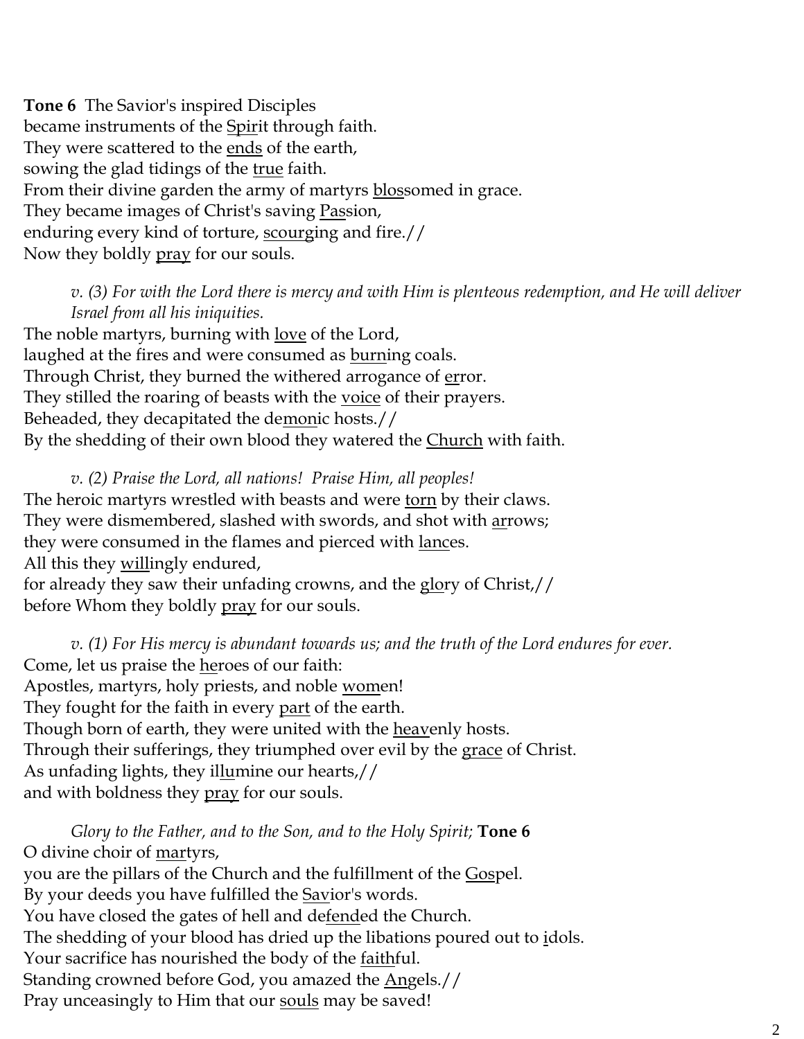**Tone 6** The Savior's inspired Disciples  
became instruments of the <u>Spir</u>it through faith.  
They were scattered to the <u>ends</u> of the earth,  
sowing the glad tidings of the <u>true</u> faith.  
From their divine garden the army of martyrs <u>blos</u>somed in grace.  
They became images of Christ's saving <u>Pas</u>sion,  
enduring every kind of torture, <u>scourg</u>ing and fire.//  
Now they boldly <u>pray</u> for our souls.

> *v. (3) For with the Lord there is mercy and with Him is plenteous redemption, and He will deliver Israel from all his iniquities.*

The noble martyrs, burning with <u>love</u> of the Lord,  
laughed at the fires and were consumed as <u>burn</u>ing coals.  
Through Christ, they burned the withered arrogance of <u>er</u>ror.  
They stilled the roaring of beasts with the <u>voice</u> of their prayers.  
Beheaded, they decapitated the de<u>mon</u>ic hosts.//  
By the shedding of their own blood they watered the <u>Church</u> with faith.

> *v. (2) Praise the Lord, all nations! Praise Him, all peoples!*

The heroic martyrs wrestled with beasts and were <u>torn</u> by their claws.  
They were dismembered, slashed with swords, and shot with <u>ar</u>rows;  
they were consumed in the flames and pierced with <u>lanc</u>es.  
All this they <u>will</u>ingly endured,  
for already they saw their unfading crowns, and the <u>glo</u>ry of Christ,//  
before Whom they boldly <u>pray</u> for our souls.

> *v. (1) For His mercy is abundant towards us; and the truth of the Lord endures for ever.*

Come, let us praise the <u>he</u>roes of our faith:  
Apostles, martyrs, holy priests, and noble <u>wom</u>en!  
They fought for the faith in every <u>part</u> of the earth.  
Though born of earth, they were united with the <u>heav</u>enly hosts.  
Through their sufferings, they triumphed over evil by the <u>grace</u> of Christ.  
As unfading lights, they il<u>lu</u>mine our hearts,//  
and with boldness they <u>pray</u> for our souls.

> *Glory to the Father, and to the Son, and to the Holy Spirit;* **Tone 6**

O divine choir of <u>mar</u>tyrs,  
you are the pillars of the Church and the fulfillment of the <u>Gos</u>pel.  
By your deeds you have fulfilled the <u>Sav</u>ior's words.  
You have closed the gates of hell and de<u>fend</u>ed the Church.  
The shedding of your blood has dried up the libations poured out to <u>i</u>dols.  
Your sacrifice has nourished the body of the <u>faith</u>ful.  
Standing crowned before God, you amazed the <u>An</u>gels.//  
Pray unceasingly to Him that our <u>souls</u> may be saved!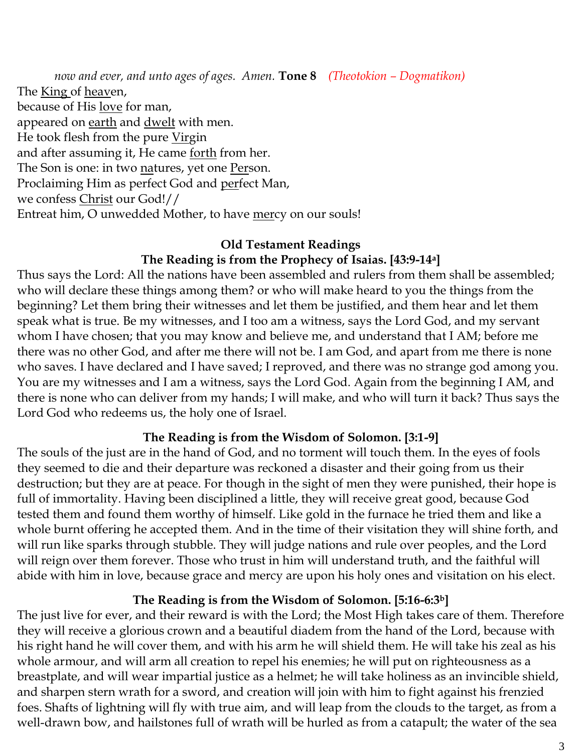*now and ever, and unto ages of ages. Amen.* **Tone 8** *(Theotokion – Dogmatikon)*

The <u>King</u> of <u>heav</u>en,
because of His <u>love</u> for man,
appeared on <u>earth</u> and <u>dwelt</u> with men.
He took flesh from the pure <u>Vir</u>gin
and after assuming it, He came <u>forth</u> from her.
The Son is one: in two <u>na</u>tures, yet one <u>Per</u>son.
Proclaiming Him as perfect God and <u>per</u>fect Man,
we confess <u>Christ</u> our God!//
Entreat him, O unwedded Mother, to have <u>mer</u>cy on our souls!

## Old Testament Readings

### The Reading is from the Prophecy of Isaias. [43:9-14a]

Thus says the Lord: All the nations have been assembled and rulers from them shall be assembled; who will declare these things among them? or who will make heard to you the things from the beginning? Let them bring their witnesses and let them be justified, and them hear and let them speak what is true. Be my witnesses, and I too am a witness, says the Lord God, and my servant whom I have chosen; that you may know and believe me, and understand that I AM; before me there was no other God, and after me there will not be. I am God, and apart from me there is none who saves. I have declared and I have saved; I reproved, and there was no strange god among you. You are my witnesses and I am a witness, says the Lord God. Again from the beginning I AM, and there is none who can deliver from my hands; I will make, and who will turn it back? Thus says the Lord God who redeems us, the holy one of Israel.

### The Reading is from the Wisdom of Solomon. [3:1-9]

The souls of the just are in the hand of God, and no torment will touch them. In the eyes of fools they seemed to die and their departure was reckoned a disaster and their going from us their destruction; but they are at peace. For though in the sight of men they were punished, their hope is full of immortality. Having been disciplined a little, they will receive great good, because God tested them and found them worthy of himself. Like gold in the furnace he tried them and like a whole burnt offering he accepted them. And in the time of their visitation they will shine forth, and will run like sparks through stubble. They will judge nations and rule over peoples, and the Lord will reign over them forever. Those who trust in him will understand truth, and the faithful will abide with him in love, because grace and mercy are upon his holy ones and visitation on his elect.

### The Reading is from the Wisdom of Solomon. [5:16-6:3b]

The just live for ever, and their reward is with the Lord; the Most High takes care of them. Therefore they will receive a glorious crown and a beautiful diadem from the hand of the Lord, because with his right hand he will cover them, and with his arm he will shield them. He will take his zeal as his whole armour, and will arm all creation to repel his enemies; he will put on righteousness as a breastplate, and will wear impartial justice as a helmet; he will take holiness as an invincible shield, and sharpen stern wrath for a sword, and creation will join with him to fight against his frenzied foes. Shafts of lightning will fly with true aim, and will leap from the clouds to the target, as from a well-drawn bow, and hailstones full of wrath will be hurled as from a catapult; the water of the sea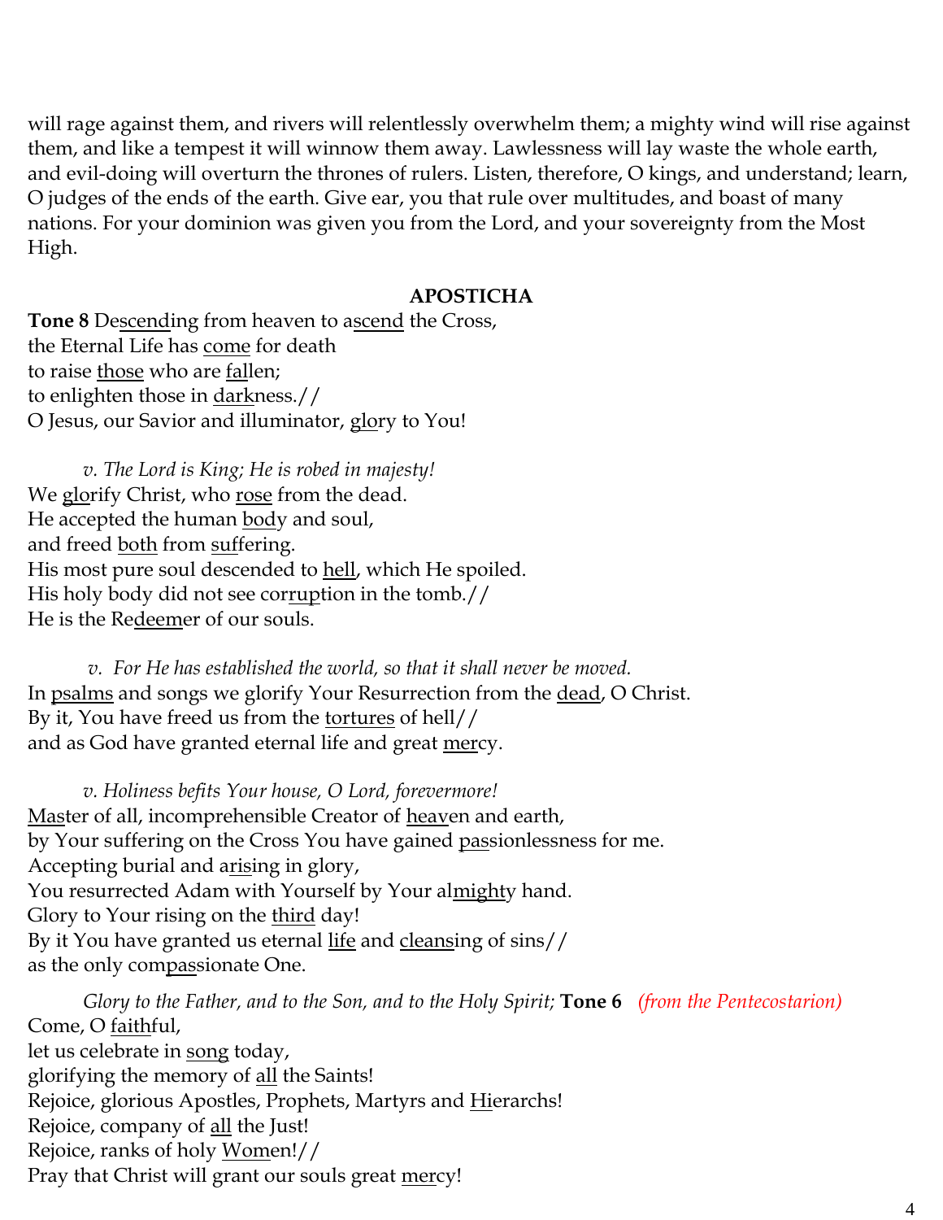will rage against them, and rivers will relentlessly overwhelm them; a mighty wind will rise against them, and like a tempest it will winnow them away. Lawlessness will lay waste the whole earth, and evil-doing will overturn the thrones of rulers. Listen, therefore, O kings, and understand; learn, O judges of the ends of the earth. Give ear, you that rule over multitudes, and boast of many nations. For your dominion was given you from the Lord, and your sovereignty from the Most High.

## APOSTICHA

**Tone 8** De<u>scend</u>ing from heaven to a<u>scend</u> the Cross,  
the Eternal Life has <u>come</u> for death  
to raise <u>those</u> who are <u>fal</u>len;  
to enlighten those in <u>dark</u>ness.//  
O Jesus, our Savior and illuminator, <u>glo</u>ry to You!

*v. The Lord is King; He is robed in majesty!*  
We <u>glo</u>rify Christ, who <u>rose</u> from the dead.  
He accepted the human <u>bod</u>y and soul,  
and freed <u>both</u> from <u>suf</u>fering.  
His most pure soul descended to <u>hell</u>, which He spoiled.  
His holy body did not see cor<u>rup</u>tion in the tomb.//  
He is the Re<u>deem</u>er of our souls.

*v. For He has established the world, so that it shall never be moved.*  
In <u>psalms</u> and songs we glorify Your Resurrection from the <u>dead</u>, O Christ.  
By it, You have freed us from the <u>tortures</u> of hell//  
and as God have granted eternal life and great <u>mer</u>cy.

*v. Holiness befits Your house, O Lord, forevermore!*  
<u>Mas</u>ter of all, incomprehensible Creator of <u>heav</u>en and earth,  
by Your suffering on the Cross You have gained <u>pas</u>sionlessness for me.  
Accepting burial and a<u>ris</u>ing in glory,  
You resurrected Adam with Yourself by Your al<u>might</u>y hand.  
Glory to Your rising on the <u>third</u> day!  
By it You have granted us eternal <u>life</u> and <u>cleans</u>ing of sins//  
as the only com<u>pas</u>sionate One.

*Glory to the Father, and to the Son, and to the Holy Spirit;* **Tone 6** *(from the Pentecostarion)*  
Come, O <u>faith</u>ful,  
let us celebrate in <u>song</u> today,  
glorifying the memory of <u>all</u> the Saints!  
Rejoice, glorious Apostles, Prophets, Martyrs and <u>Hi</u>erarchs!  
Rejoice, company of <u>all</u> the Just!  
Rejoice, ranks of holy <u>Wom</u>en!//  
Pray that Christ will grant our souls great <u>mer</u>cy!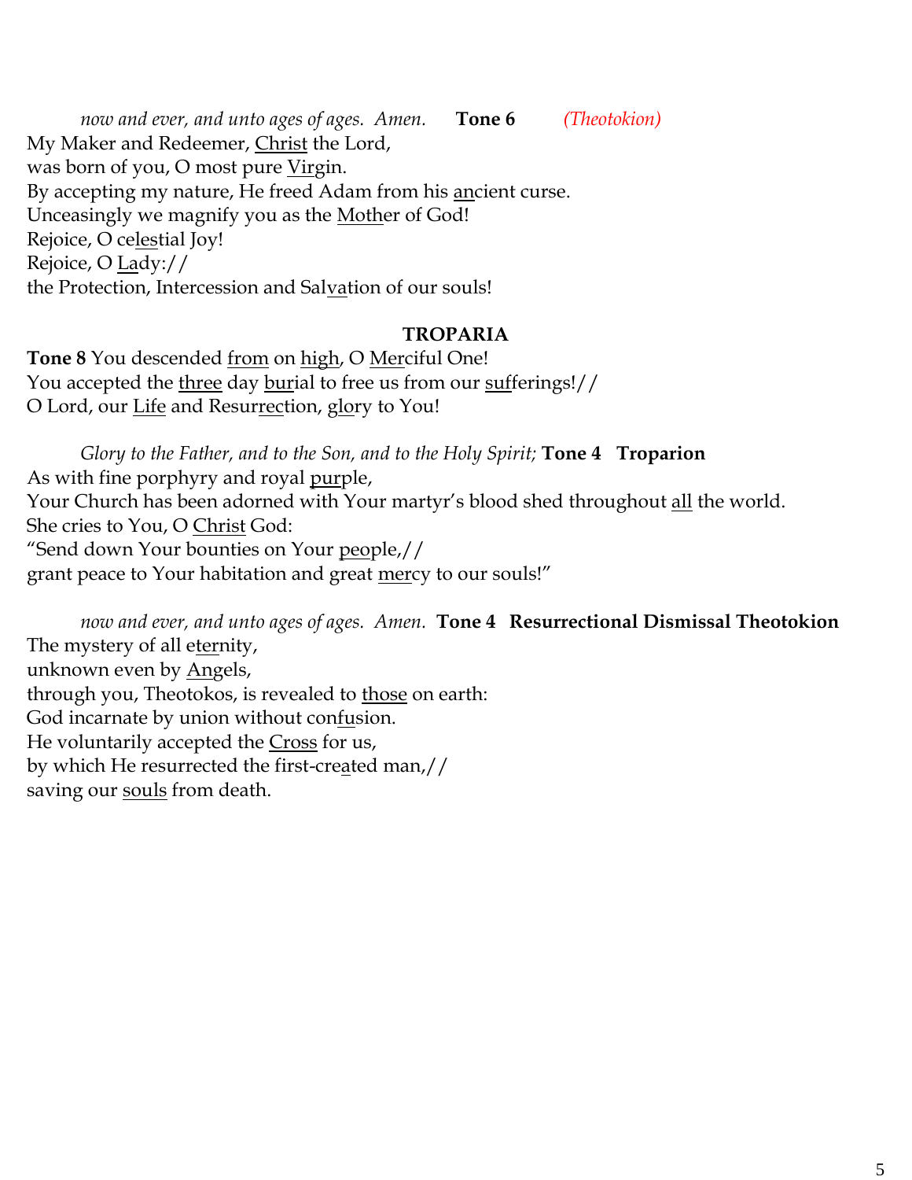*now and ever, and unto ages of ages. Amen.* **Tone 6** *(Theotokion)*

My Maker and Redeemer, <u>Christ</u> the Lord,
was born of you, O most pure <u>Vir</u>gin.
By accepting my nature, He freed Adam from his <u>an</u>cient curse.
Unceasingly we magnify you as the <u>Moth</u>er of God!
Rejoice, O ce<u>les</u>tial Joy!
Rejoice, O <u>La</u>dy://
the Protection, Intercession and Sal<u>va</u>tion of our souls!

## TROPARIA

**Tone 8** You descended <u>from</u> on <u>high</u>, O <u>Mer</u>ciful One!
You accepted the <u>three</u> day <u>bur</u>ial to free us from our <u>suf</u>ferings!//
O Lord, our <u>Life</u> and Resur<u>rec</u>tion, <u>glo</u>ry to You!

*Glory to the Father, and to the Son, and to the Holy Spirit;* **Tone 4 Troparion**

As with fine porphyry and royal <u>pur</u>ple,
Your Church has been adorned with Your martyr's blood shed throughout <u>all</u> the world.
She cries to You, O <u>Christ</u> God:
"Send down Your bounties on Your <u>peo</u>ple,//
grant peace to Your habitation and great <u>mer</u>cy to our souls!"

*now and ever, and unto ages of ages. Amen.* **Tone 4 Resurrectional Dismissal Theotokion**

The mystery of all e<u>ter</u>nity,
unknown even by <u>An</u>gels,
through you, Theotokos, is revealed to <u>those</u> on earth:
God incarnate by union without con<u>fu</u>sion.
He voluntarily accepted the <u>Cross</u> for us,
by which He resurrected the first-cre<u>a</u>ted man,//
saving our <u>souls</u> from death.